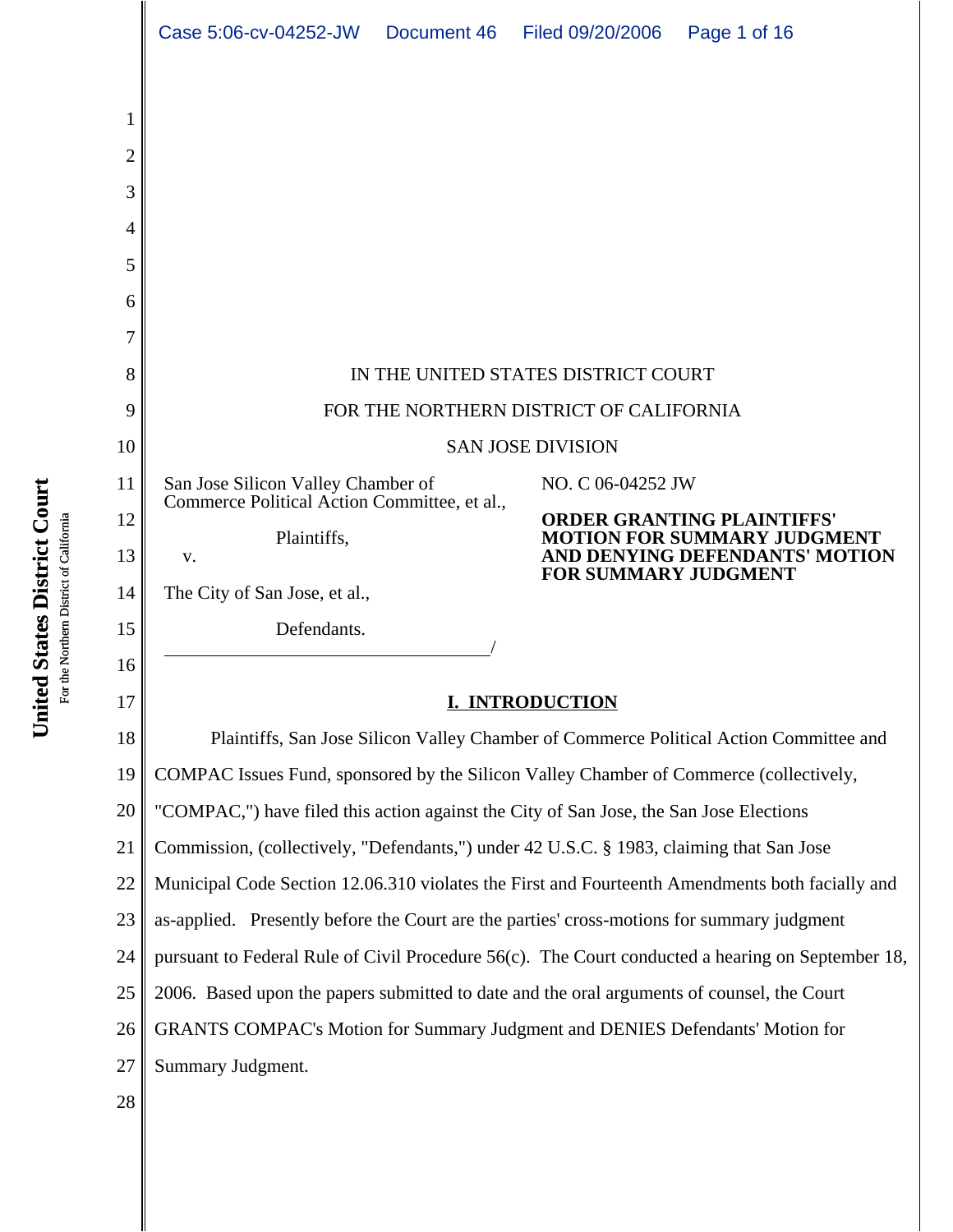IN THE UNITED STATES DISTRICT COURT

FOR THE NORTHERN DISTRICT OF CALIFORNIA

SAN JOSE DIVISION

San Jose Silicon Valley Chamber of Commerce Political Action Committee, et al.,

Plaintiffs,

v.

The City of San Jose, et al.,

Defendants.

/

NO. C 06-04252 JW

**ORDER GRANTING PLAINTIFFS' MOTION FOR SUMMARY JUDGMENT AND DENYING DEFENDANTS' MOTION FOR SUMMARY JUDGMENT**

## I. INTRODUCTION

Plaintiffs, San Jose Silicon Valley Chamber of Commerce Political Action Committee and COMPAC Issues Fund, sponsored by the Silicon Valley Chamber of Commerce (collectively, "COMPAC,") have filed this action against the City of San Jose, the San Jose Elections Commission, (collectively, "Defendants,") under 42 U.S.C. § 1983, claiming that San Jose Municipal Code Section 12.06.310 violates the First and Fourteenth Amendments both facially and as-applied. Presently before the Court are the parties' cross-motions for summary judgment pursuant to Federal Rule of Civil Procedure 56(c). The Court conducted a hearing on September 18, 2006. Based upon the papers submitted to date and the oral arguments of counsel, the Court GRANTS COMPAC's Motion for Summary Judgment and DENIES Defendants' Motion for Summary Judgment.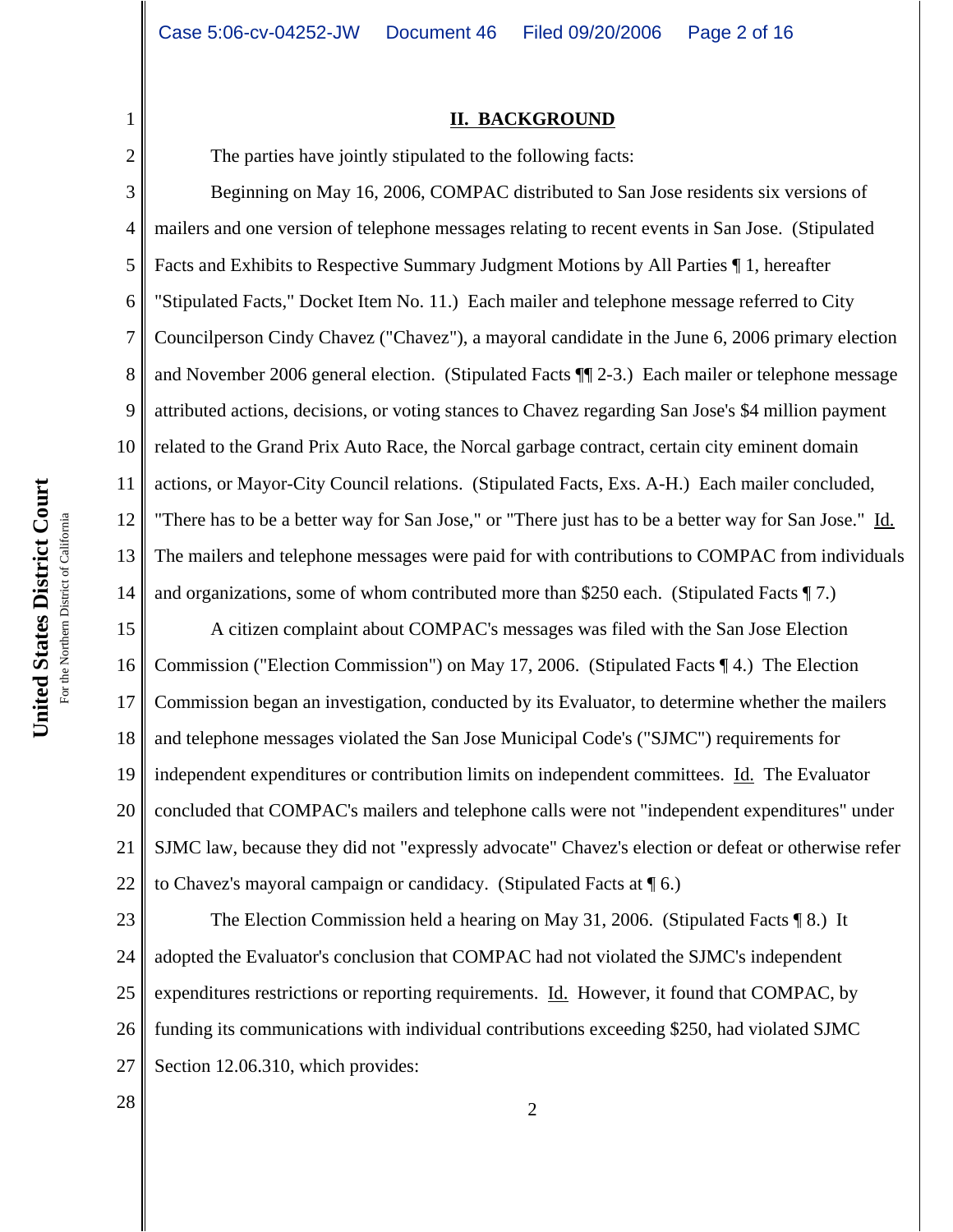## II. BACKGROUND

The parties have jointly stipulated to the following facts:

Beginning on May 16, 2006, COMPAC distributed to San Jose residents six versions of mailers and one version of telephone messages relating to recent events in San Jose. (Stipulated Facts and Exhibits to Respective Summary Judgment Motions by All Parties ¶ 1, hereafter "Stipulated Facts," Docket Item No. 11.) Each mailer and telephone message referred to City Councilperson Cindy Chavez ("Chavez"), a mayoral candidate in the June 6, 2006 primary election and November 2006 general election. (Stipulated Facts ¶¶ 2-3.) Each mailer or telephone message attributed actions, decisions, or voting stances to Chavez regarding San Jose's $4 million payment related to the Grand Prix Auto Race, the Norcal garbage contract, certain city eminent domain actions, or Mayor-City Council relations. (Stipulated Facts, Exs. A-H.) Each mailer concluded, "There has to be a better way for San Jose," or "There just has to be a better way for San Jose." Id. The mailers and telephone messages were paid for with contributions to COMPAC from individuals and organizations, some of whom contributed more than $250 each. (Stipulated Facts ¶ 7.)

A citizen complaint about COMPAC's messages was filed with the San Jose Election Commission ("Election Commission") on May 17, 2006. (Stipulated Facts ¶ 4.) The Election Commission began an investigation, conducted by its Evaluator, to determine whether the mailers and telephone messages violated the San Jose Municipal Code's ("SJMC") requirements for independent expenditures or contribution limits on independent committees. Id. The Evaluator concluded that COMPAC's mailers and telephone calls were not "independent expenditures" under SJMC law, because they did not "expressly advocate" Chavez's election or defeat or otherwise refer to Chavez's mayoral campaign or candidacy. (Stipulated Facts at ¶ 6.)

The Election Commission held a hearing on May 31, 2006. (Stipulated Facts ¶ 8.) It adopted the Evaluator's conclusion that COMPAC had not violated the SJMC's independent expenditures restrictions or reporting requirements. Id. However, it found that COMPAC, by funding its communications with individual contributions exceeding $250, had violated SJMC Section 12.06.310, which provides: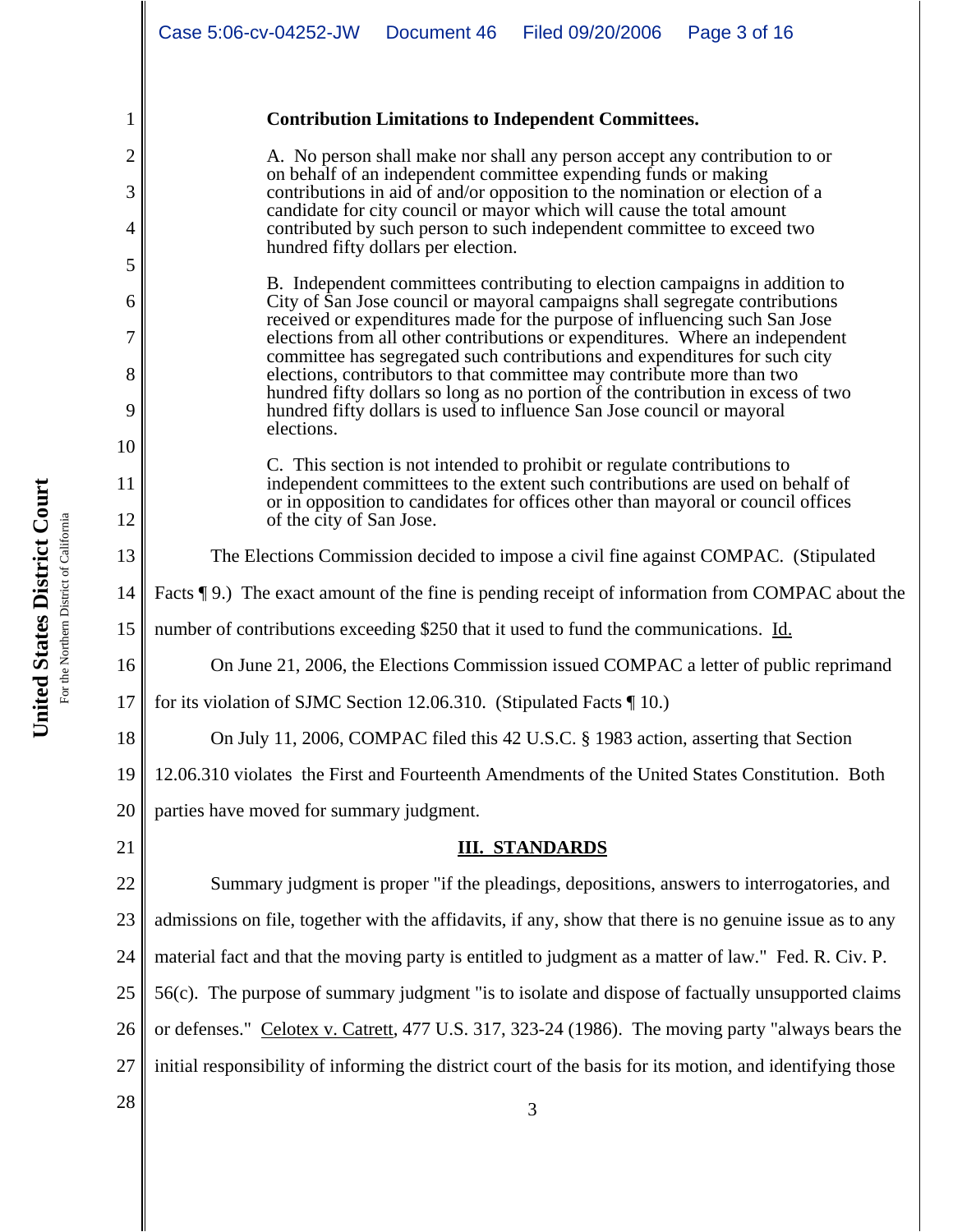**Contribution Limitations to Independent Committees.**

> A. No person shall make nor shall any person accept any contribution to or on behalf of an independent committee expending funds or making contributions in aid of and/or opposition to the nomination or election of a candidate for city council or mayor which will cause the total amount contributed by such person to such independent committee to exceed two hundred fifty dollars per election.
>
> B. Independent committees contributing to election campaigns in addition to City of San Jose council or mayoral campaigns shall segregate contributions received or expenditures made for the purpose of influencing such San Jose elections from all other contributions or expenditures. Where an independent committee has segregated such contributions and expenditures for such city elections, contributors to that committee may contribute more than two hundred fifty dollars so long as no portion of the contribution in excess of two hundred fifty dollars is used to influence San Jose council or mayoral elections.
>
> C. This section is not intended to prohibit or regulate contributions to independent committees to the extent such contributions are used on behalf of or in opposition to candidates for offices other than mayoral or council offices of the city of San Jose.

The Elections Commission decided to impose a civil fine against COMPAC. (Stipulated Facts ¶ 9.) The exact amount of the fine is pending receipt of information from COMPAC about the number of contributions exceeding $250 that it used to fund the communications. Id.

On June 21, 2006, the Elections Commission issued COMPAC a letter of public reprimand for its violation of SJMC Section 12.06.310. (Stipulated Facts ¶ 10.)

On July 11, 2006, COMPAC filed this 42 U.S.C. § 1983 action, asserting that Section 12.06.310 violates the First and Fourteenth Amendments of the United States Constitution. Both parties have moved for summary judgment.

## III. STANDARDS

Summary judgment is proper "if the pleadings, depositions, answers to interrogatories, and admissions on file, together with the affidavits, if any, show that there is no genuine issue as to any material fact and that the moving party is entitled to judgment as a matter of law." Fed. R. Civ. P. 56(c). The purpose of summary judgment "is to isolate and dispose of factually unsupported claims or defenses." Celotex v. Catrett, 477 U.S. 317, 323-24 (1986). The moving party "always bears the initial responsibility of informing the district court of the basis for its motion, and identifying those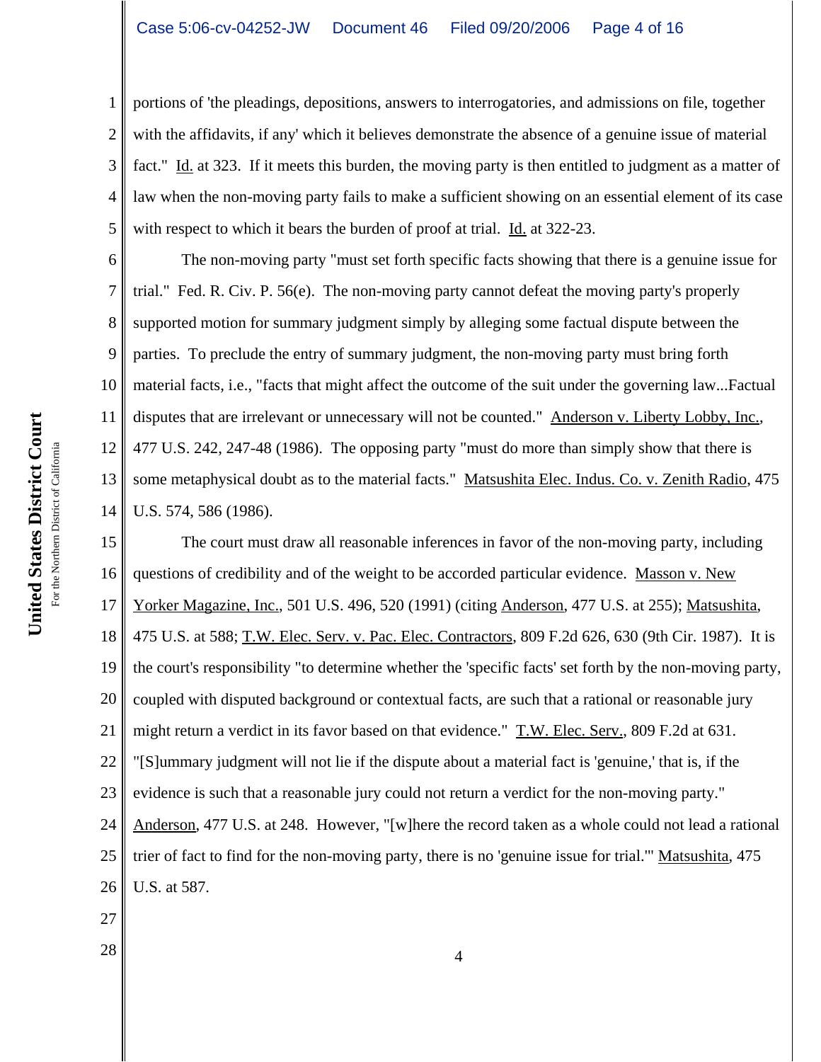portions of 'the pleadings, depositions, answers to interrogatories, and admissions on file, together with the affidavits, if any' which it believes demonstrate the absence of a genuine issue of material fact." Id. at 323. If it meets this burden, the moving party is then entitled to judgment as a matter of law when the non-moving party fails to make a sufficient showing on an essential element of its case with respect to which it bears the burden of proof at trial. Id. at 322-23.

The non-moving party "must set forth specific facts showing that there is a genuine issue for trial." Fed. R. Civ. P. 56(e). The non-moving party cannot defeat the moving party's properly supported motion for summary judgment simply by alleging some factual dispute between the parties. To preclude the entry of summary judgment, the non-moving party must bring forth material facts, i.e., "facts that might affect the outcome of the suit under the governing law...Factual disputes that are irrelevant or unnecessary will not be counted." Anderson v. Liberty Lobby, Inc., 477 U.S. 242, 247-48 (1986). The opposing party "must do more than simply show that there is some metaphysical doubt as to the material facts." Matsushita Elec. Indus. Co. v. Zenith Radio, 475 U.S. 574, 586 (1986).

The court must draw all reasonable inferences in favor of the non-moving party, including questions of credibility and of the weight to be accorded particular evidence. Masson v. New Yorker Magazine, Inc., 501 U.S. 496, 520 (1991) (citing Anderson, 477 U.S. at 255); Matsushita, 475 U.S. at 588; T.W. Elec. Serv. v. Pac. Elec. Contractors, 809 F.2d 626, 630 (9th Cir. 1987). It is the court's responsibility "to determine whether the 'specific facts' set forth by the non-moving party, coupled with disputed background or contextual facts, are such that a rational or reasonable jury might return a verdict in its favor based on that evidence." T.W. Elec. Serv., 809 F.2d at 631. "[S]ummary judgment will not lie if the dispute about a material fact is 'genuine,' that is, if the evidence is such that a reasonable jury could not return a verdict for the non-moving party." Anderson, 477 U.S. at 248. However, "[w]here the record taken as a whole could not lead a rational trier of fact to find for the non-moving party, there is no 'genuine issue for trial.'" Matsushita, 475 U.S. at 587.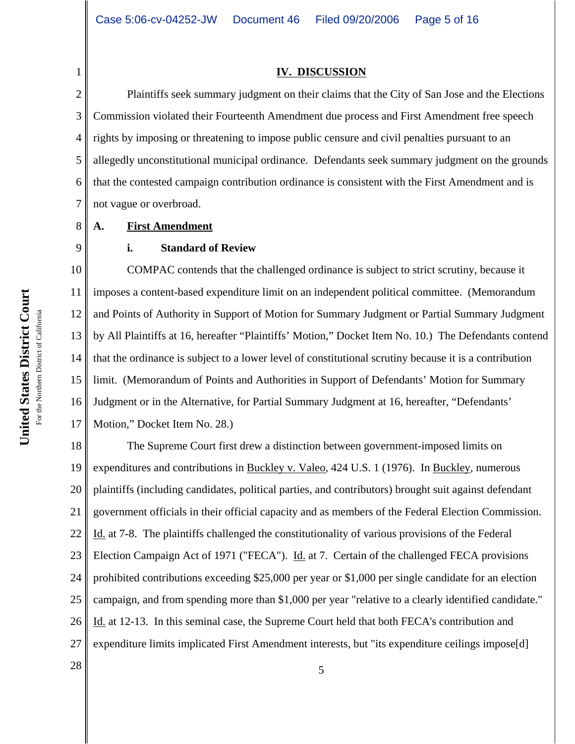## IV. DISCUSSION

Plaintiffs seek summary judgment on their claims that the City of San Jose and the Elections Commission violated their Fourteenth Amendment due process and First Amendment free speech rights by imposing or threatening to impose public censure and civil penalties pursuant to an allegedly unconstitutional municipal ordinance. Defendants seek summary judgment on the grounds that the contested campaign contribution ordinance is consistent with the First Amendment and is not vague or overbroad.

### A. First Amendment

#### i. Standard of Review

COMPAC contends that the challenged ordinance is subject to strict scrutiny, because it imposes a content-based expenditure limit on an independent political committee. (Memorandum and Points of Authority in Support of Motion for Summary Judgment or Partial Summary Judgment by All Plaintiffs at 16, hereafter "Plaintiffs' Motion," Docket Item No. 10.) The Defendants contend that the ordinance is subject to a lower level of constitutional scrutiny because it is a contribution limit. (Memorandum of Points and Authorities in Support of Defendants' Motion for Summary Judgment or in the Alternative, for Partial Summary Judgment at 16, hereafter, "Defendants' Motion," Docket Item No. 28.)

The Supreme Court first drew a distinction between government-imposed limits on expenditures and contributions in Buckley v. Valeo, 424 U.S. 1 (1976). In Buckley, numerous plaintiffs (including candidates, political parties, and contributors) brought suit against defendant government officials in their official capacity and as members of the Federal Election Commission. Id. at 7-8. The plaintiffs challenged the constitutionality of various provisions of the Federal Election Campaign Act of 1971 ("FECA"). Id. at 7. Certain of the challenged FECA provisions prohibited contributions exceeding $25,000 per year or $1,000 per single candidate for an election campaign, and from spending more than $1,000 per year "relative to a clearly identified candidate." Id. at 12-13. In this seminal case, the Supreme Court held that both FECA's contribution and expenditure limits implicated First Amendment interests, but "its expenditure ceilings impose[d]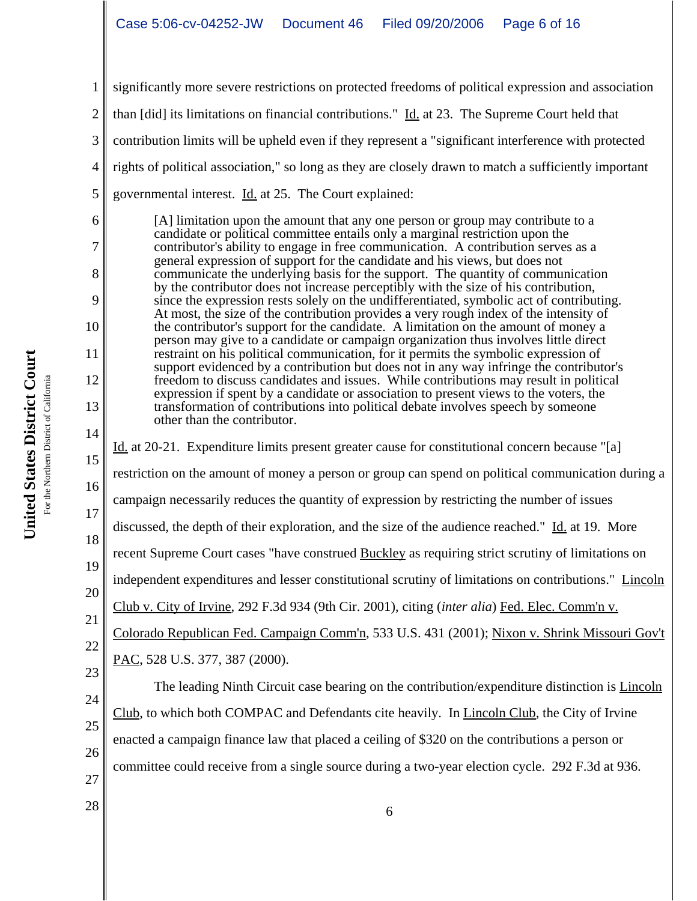significantly more severe restrictions on protected freedoms of political expression and association than [did] its limitations on financial contributions." Id. at 23. The Supreme Court held that contribution limits will be upheld even if they represent a "significant interference with protected rights of political association," so long as they are closely drawn to match a sufficiently important governmental interest. Id. at 25. The Court explained:

> [A] limitation upon the amount that any one person or group may contribute to a candidate or political committee entails only a marginal restriction upon the contributor's ability to engage in free communication. A contribution serves as a general expression of support for the candidate and his views, but does not communicate the underlying basis for the support. The quantity of communication by the contributor does not increase perceptibly with the size of his contribution, since the expression rests solely on the undifferentiated, symbolic act of contributing. At most, the size of the contribution provides a very rough index of the intensity of the contributor's support for the candidate. A limitation on the amount of money a person may give to a candidate or campaign organization thus involves little direct restraint on his political communication, for it permits the symbolic expression of support evidenced by a contribution but does not in any way infringe the contributor's freedom to discuss candidates and issues. While contributions may result in political expression if spent by a candidate or association to present views to the voters, the transformation of contributions into political debate involves speech by someone other than the contributor.

Id. at 20-21. Expenditure limits present greater cause for constitutional concern because "[a] restriction on the amount of money a person or group can spend on political communication during a campaign necessarily reduces the quantity of expression by restricting the number of issues discussed, the depth of their exploration, and the size of the audience reached." Id. at 19. More recent Supreme Court cases "have construed Buckley as requiring strict scrutiny of limitations on independent expenditures and lesser constitutional scrutiny of limitations on contributions." Lincoln Club v. City of Irvine, 292 F.3d 934 (9th Cir. 2001), citing (*inter alia*) Fed. Elec. Comm'n v. Colorado Republican Fed. Campaign Comm'n, 533 U.S. 431 (2001); Nixon v. Shrink Missouri Gov't PAC, 528 U.S. 377, 387 (2000).

The leading Ninth Circuit case bearing on the contribution/expenditure distinction is Lincoln Club, to which both COMPAC and Defendants cite heavily. In Lincoln Club, the City of Irvine enacted a campaign finance law that placed a ceiling of $320 on the contributions a person or committee could receive from a single source during a two-year election cycle. 292 F.3d at 936.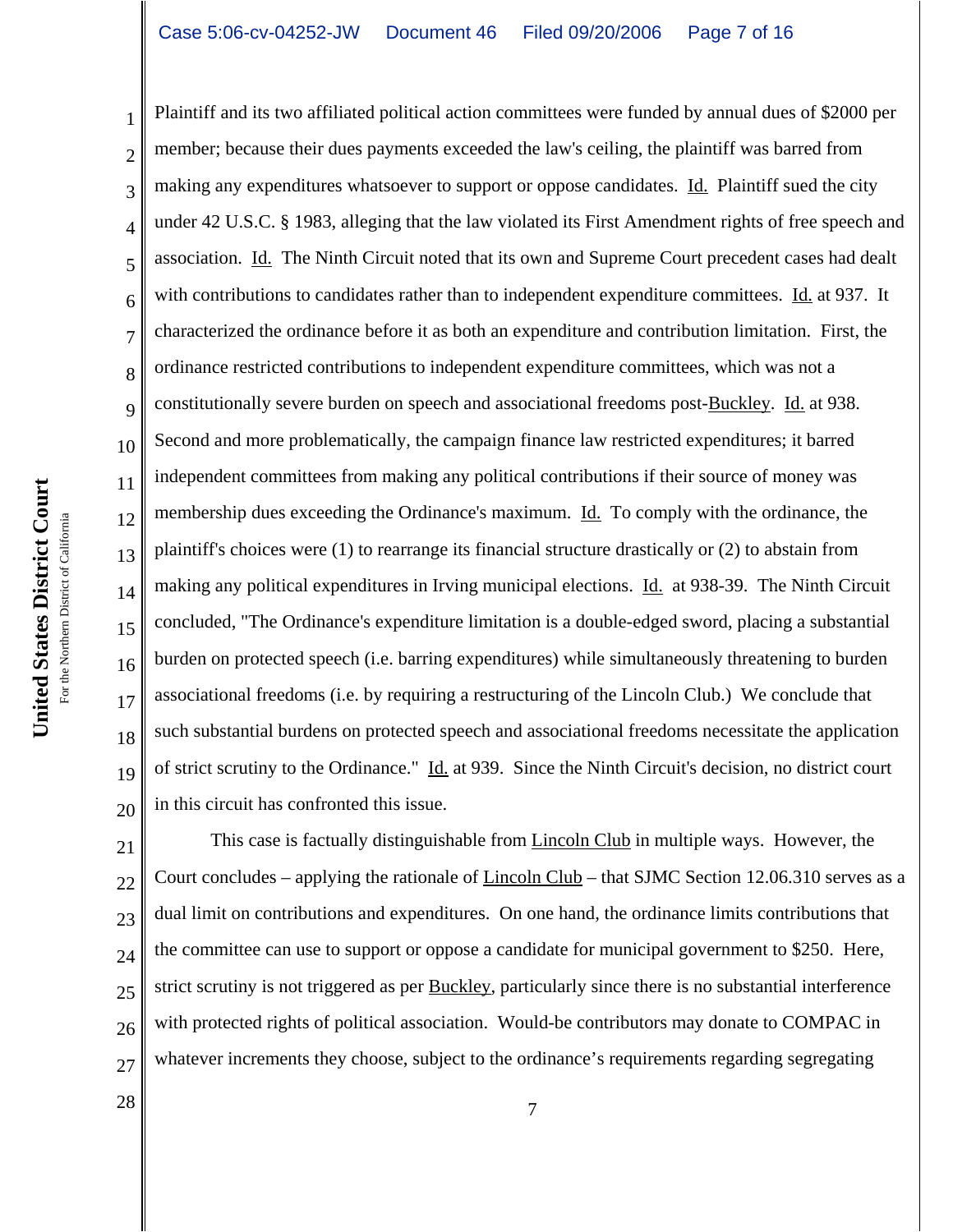Plaintiff and its two affiliated political action committees were funded by annual dues of $2000 per member; because their dues payments exceeded the law's ceiling, the plaintiff was barred from making any expenditures whatsoever to support or oppose candidates. Id. Plaintiff sued the city under 42 U.S.C. § 1983, alleging that the law violated its First Amendment rights of free speech and association. Id. The Ninth Circuit noted that its own and Supreme Court precedent cases had dealt with contributions to candidates rather than to independent expenditure committees. Id. at 937. It characterized the ordinance before it as both an expenditure and contribution limitation. First, the ordinance restricted contributions to independent expenditure committees, which was not a constitutionally severe burden on speech and associational freedoms post-Buckley. Id. at 938. Second and more problematically, the campaign finance law restricted expenditures; it barred independent committees from making any political contributions if their source of money was membership dues exceeding the Ordinance's maximum. Id. To comply with the ordinance, the plaintiff's choices were (1) to rearrange its financial structure drastically or (2) to abstain from making any political expenditures in Irving municipal elections. Id. at 938-39. The Ninth Circuit concluded, "The Ordinance's expenditure limitation is a double-edged sword, placing a substantial burden on protected speech (i.e. barring expenditures) while simultaneously threatening to burden associational freedoms (i.e. by requiring a restructuring of the Lincoln Club.) We conclude that such substantial burdens on protected speech and associational freedoms necessitate the application of strict scrutiny to the Ordinance." Id. at 939. Since the Ninth Circuit's decision, no district court in this circuit has confronted this issue.

This case is factually distinguishable from Lincoln Club in multiple ways. However, the Court concludes – applying the rationale of Lincoln Club – that SJMC Section 12.06.310 serves as a dual limit on contributions and expenditures. On one hand, the ordinance limits contributions that the committee can use to support or oppose a candidate for municipal government to $250. Here, strict scrutiny is not triggered as per Buckley, particularly since there is no substantial interference with protected rights of political association. Would-be contributors may donate to COMPAC in whatever increments they choose, subject to the ordinance's requirements regarding segregating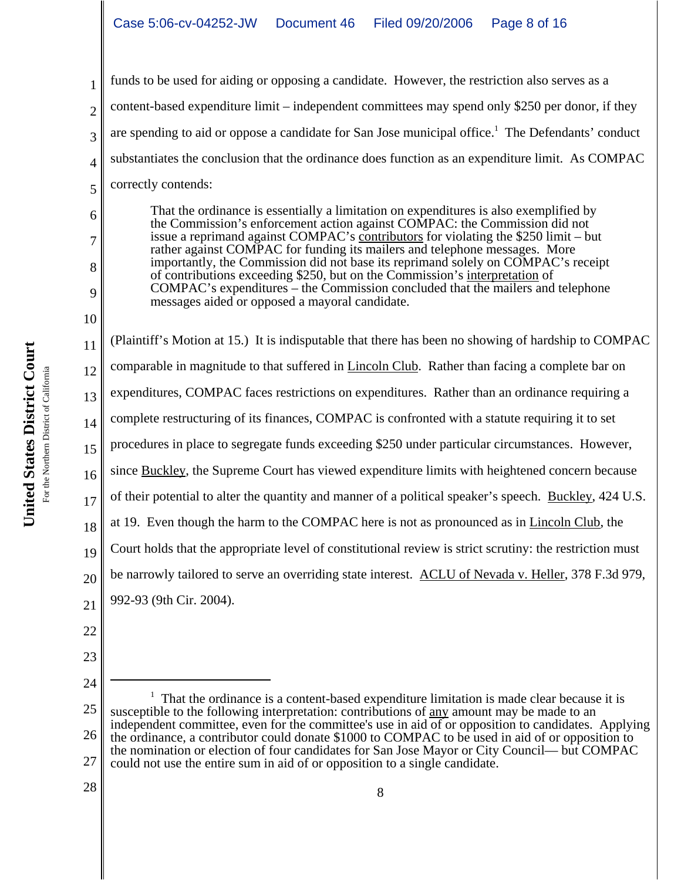funds to be used for aiding or opposing a candidate. However, the restriction also serves as a content-based expenditure limit – independent committees may spend only $250 per donor, if they are spending to aid or oppose a candidate for San Jose municipal office.[1] The Defendants' conduct substantiates the conclusion that the ordinance does function as an expenditure limit. As COMPAC correctly contends:

> That the ordinance is essentially a limitation on expenditures is also exemplified by the Commission's enforcement action against COMPAC: the Commission did not issue a reprimand against COMPAC's <u>contributors</u> for violating the $250 limit – but rather against COMPAC for funding its mailers and telephone messages. More importantly, the Commission did not base its reprimand solely on COMPAC's receipt of contributions exceeding $250, but on the Commission's <u>interpretation</u> of COMPAC's expenditures – the Commission concluded that the mailers and telephone messages aided or opposed a mayoral candidate.

(Plaintiff's Motion at 15.) It is indisputable that there has been no showing of hardship to COMPAC comparable in magnitude to that suffered in <u>Lincoln Club</u>. Rather than facing a complete bar on expenditures, COMPAC faces restrictions on expenditures. Rather than an ordinance requiring a complete restructuring of its finances, COMPAC is confronted with a statute requiring it to set procedures in place to segregate funds exceeding $250 under particular circumstances. However, since <u>Buckley</u>, the Supreme Court has viewed expenditure limits with heightened concern because of their potential to alter the quantity and manner of a political speaker's speech. <u>Buckley</u>, 424 U.S. at 19. Even though the harm to the COMPAC here is not as pronounced as in <u>Lincoln Club</u>, the Court holds that the appropriate level of constitutional review is strict scrutiny: the restriction must be narrowly tailored to serve an overriding state interest. <u>ACLU of Nevada v. Heller</u>, 378 F.3d 979, 992-93 (9th Cir. 2004).

---

[1] That the ordinance is a content-based expenditure limitation is made clear because it is susceptible to the following interpretation: contributions of <u>any</u> amount may be made to an independent committee, even for the committee's use in aid of or opposition to candidates. Applying the ordinance, a contributor could donate $1000 to COMPAC to be used in aid of or opposition to the nomination or election of four candidates for San Jose Mayor or City Council— but COMPAC could not use the entire sum in aid of or opposition to a single candidate.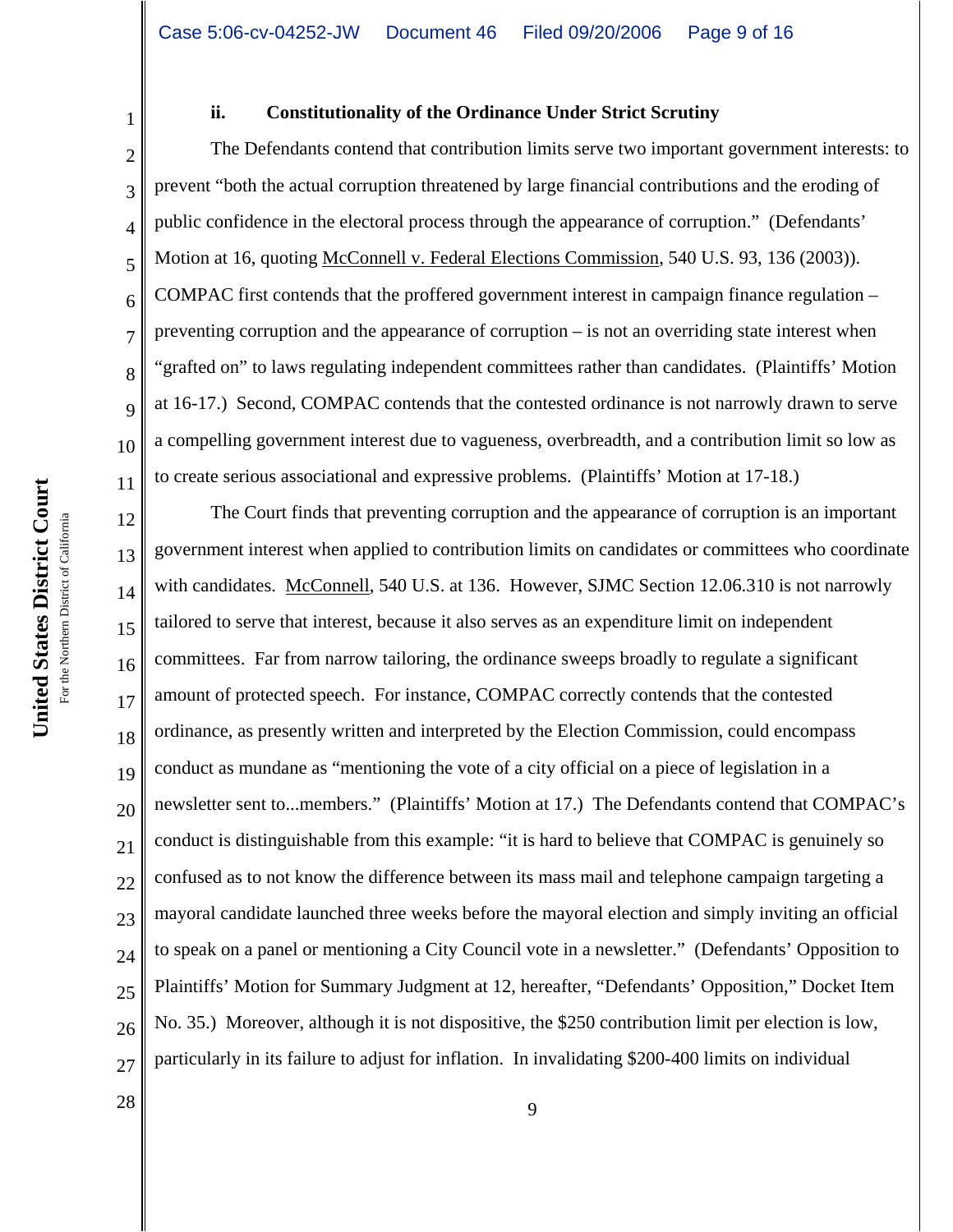### ii. Constitutionality of the Ordinance Under Strict Scrutiny

The Defendants contend that contribution limits serve two important government interests: to prevent "both the actual corruption threatened by large financial contributions and the eroding of public confidence in the electoral process through the appearance of corruption." (Defendants' Motion at 16, quoting McConnell v. Federal Elections Commission, 540 U.S. 93, 136 (2003)). COMPAC first contends that the proffered government interest in campaign finance regulation – preventing corruption and the appearance of corruption – is not an overriding state interest when "grafted on" to laws regulating independent committees rather than candidates. (Plaintiffs' Motion at 16-17.) Second, COMPAC contends that the contested ordinance is not narrowly drawn to serve a compelling government interest due to vagueness, overbreadth, and a contribution limit so low as to create serious associational and expressive problems. (Plaintiffs' Motion at 17-18.)

The Court finds that preventing corruption and the appearance of corruption is an important government interest when applied to contribution limits on candidates or committees who coordinate with candidates. McConnell, 540 U.S. at 136. However, SJMC Section 12.06.310 is not narrowly tailored to serve that interest, because it also serves as an expenditure limit on independent committees. Far from narrow tailoring, the ordinance sweeps broadly to regulate a significant amount of protected speech. For instance, COMPAC correctly contends that the contested ordinance, as presently written and interpreted by the Election Commission, could encompass conduct as mundane as "mentioning the vote of a city official on a piece of legislation in a newsletter sent to...members." (Plaintiffs' Motion at 17.) The Defendants contend that COMPAC's conduct is distinguishable from this example: "it is hard to believe that COMPAC is genuinely so confused as to not know the difference between its mass mail and telephone campaign targeting a mayoral candidate launched three weeks before the mayoral election and simply inviting an official to speak on a panel or mentioning a City Council vote in a newsletter." (Defendants' Opposition to Plaintiffs' Motion for Summary Judgment at 12, hereafter, "Defendants' Opposition," Docket Item No. 35.) Moreover, although it is not dispositive, the $250 contribution limit per election is low, particularly in its failure to adjust for inflation. In invalidating $200-400 limits on individual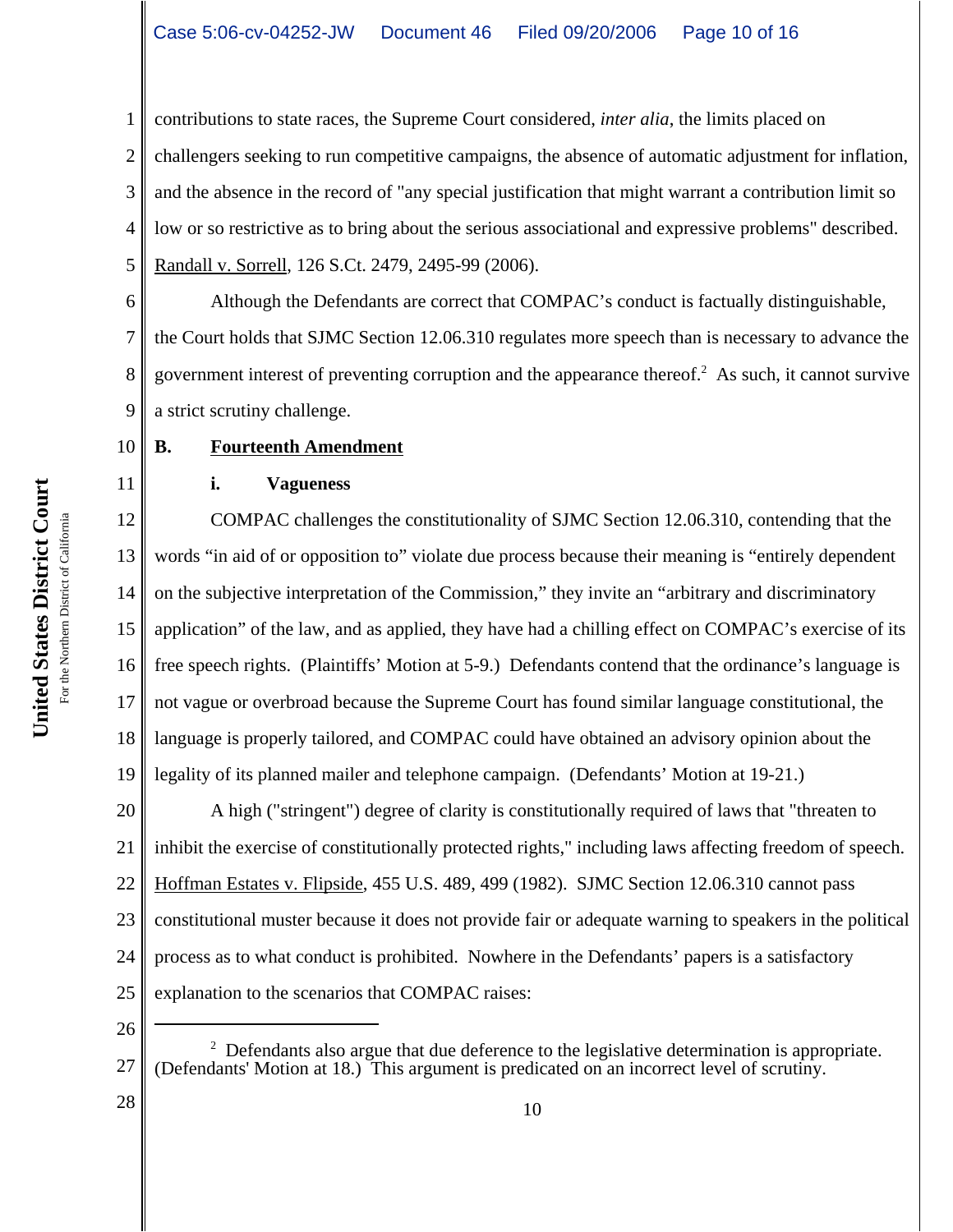contributions to state races, the Supreme Court considered, *inter alia*, the limits placed on challengers seeking to run competitive campaigns, the absence of automatic adjustment for inflation, and the absence in the record of "any special justification that might warrant a contribution limit so low or so restrictive as to bring about the serious associational and expressive problems" described. Randall v. Sorrell, 126 S.Ct. 2479, 2495-99 (2006).

Although the Defendants are correct that COMPAC's conduct is factually distinguishable, the Court holds that SJMC Section 12.06.310 regulates more speech than is necessary to advance the government interest of preventing corruption and the appearance thereof.[2] As such, it cannot survive a strict scrutiny challenge.

**B. Fourteenth Amendment**

**i. Vagueness**

COMPAC challenges the constitutionality of SJMC Section 12.06.310, contending that the words "in aid of or opposition to" violate due process because their meaning is "entirely dependent on the subjective interpretation of the Commission," they invite an "arbitrary and discriminatory application" of the law, and as applied, they have had a chilling effect on COMPAC's exercise of its free speech rights. (Plaintiffs' Motion at 5-9.) Defendants contend that the ordinance's language is not vague or overbroad because the Supreme Court has found similar language constitutional, the language is properly tailored, and COMPAC could have obtained an advisory opinion about the legality of its planned mailer and telephone campaign. (Defendants' Motion at 19-21.)

A high ("stringent") degree of clarity is constitutionally required of laws that "threaten to inhibit the exercise of constitutionally protected rights," including laws affecting freedom of speech. Hoffman Estates v. Flipside, 455 U.S. 489, 499 (1982). SJMC Section 12.06.310 cannot pass constitutional muster because it does not provide fair or adequate warning to speakers in the political process as to what conduct is prohibited. Nowhere in the Defendants' papers is a satisfactory explanation to the scenarios that COMPAC raises:

---

[2] Defendants also argue that due deference to the legislative determination is appropriate. (Defendants' Motion at 18.) This argument is predicated on an incorrect level of scrutiny.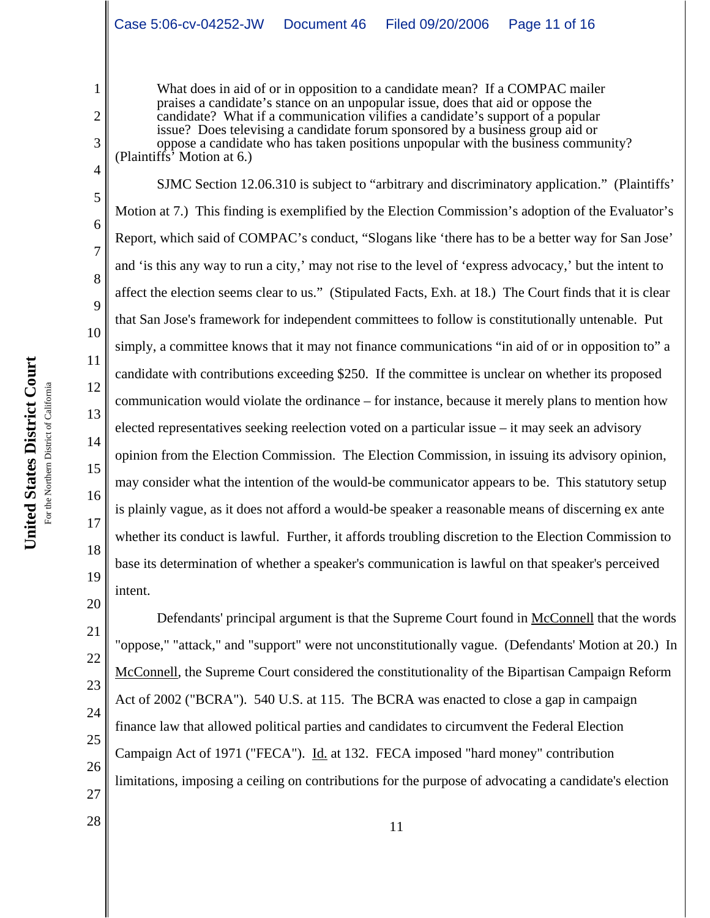> What does in aid of or in opposition to a candidate mean? If a COMPAC mailer praises a candidate's stance on an unpopular issue, does that aid or oppose the candidate? What if a communication vilifies a candidate's support of a popular issue? Does televising a candidate forum sponsored by a business group aid or oppose a candidate who has taken positions unpopular with the business community?

(Plaintiffs' Motion at 6.)

SJMC Section 12.06.310 is subject to "arbitrary and discriminatory application." (Plaintiffs' Motion at 7.) This finding is exemplified by the Election Commission's adoption of the Evaluator's Report, which said of COMPAC's conduct, "Slogans like 'there has to be a better way for San Jose' and 'is this any way to run a city,' may not rise to the level of 'express advocacy,' but the intent to affect the election seems clear to us." (Stipulated Facts, Exh. at 18.) The Court finds that it is clear that San Jose's framework for independent committees to follow is constitutionally untenable. Put simply, a committee knows that it may not finance communications "in aid of or in opposition to" a candidate with contributions exceeding $250. If the committee is unclear on whether its proposed communication would violate the ordinance – for instance, because it merely plans to mention how elected representatives seeking reelection voted on a particular issue – it may seek an advisory opinion from the Election Commission. The Election Commission, in issuing its advisory opinion, may consider what the intention of the would-be communicator appears to be. This statutory setup is plainly vague, as it does not afford a would-be speaker a reasonable means of discerning ex ante whether its conduct is lawful. Further, it affords troubling discretion to the Election Commission to base its determination of whether a speaker's communication is lawful on that speaker's perceived intent.

Defendants' principal argument is that the Supreme Court found in McConnell that the words "oppose," "attack," and "support" were not unconstitutionally vague. (Defendants' Motion at 20.) In McConnell, the Supreme Court considered the constitutionality of the Bipartisan Campaign Reform Act of 2002 ("BCRA"). 540 U.S. at 115. The BCRA was enacted to close a gap in campaign finance law that allowed political parties and candidates to circumvent the Federal Election Campaign Act of 1971 ("FECA"). Id. at 132. FECA imposed "hard money" contribution limitations, imposing a ceiling on contributions for the purpose of advocating a candidate's election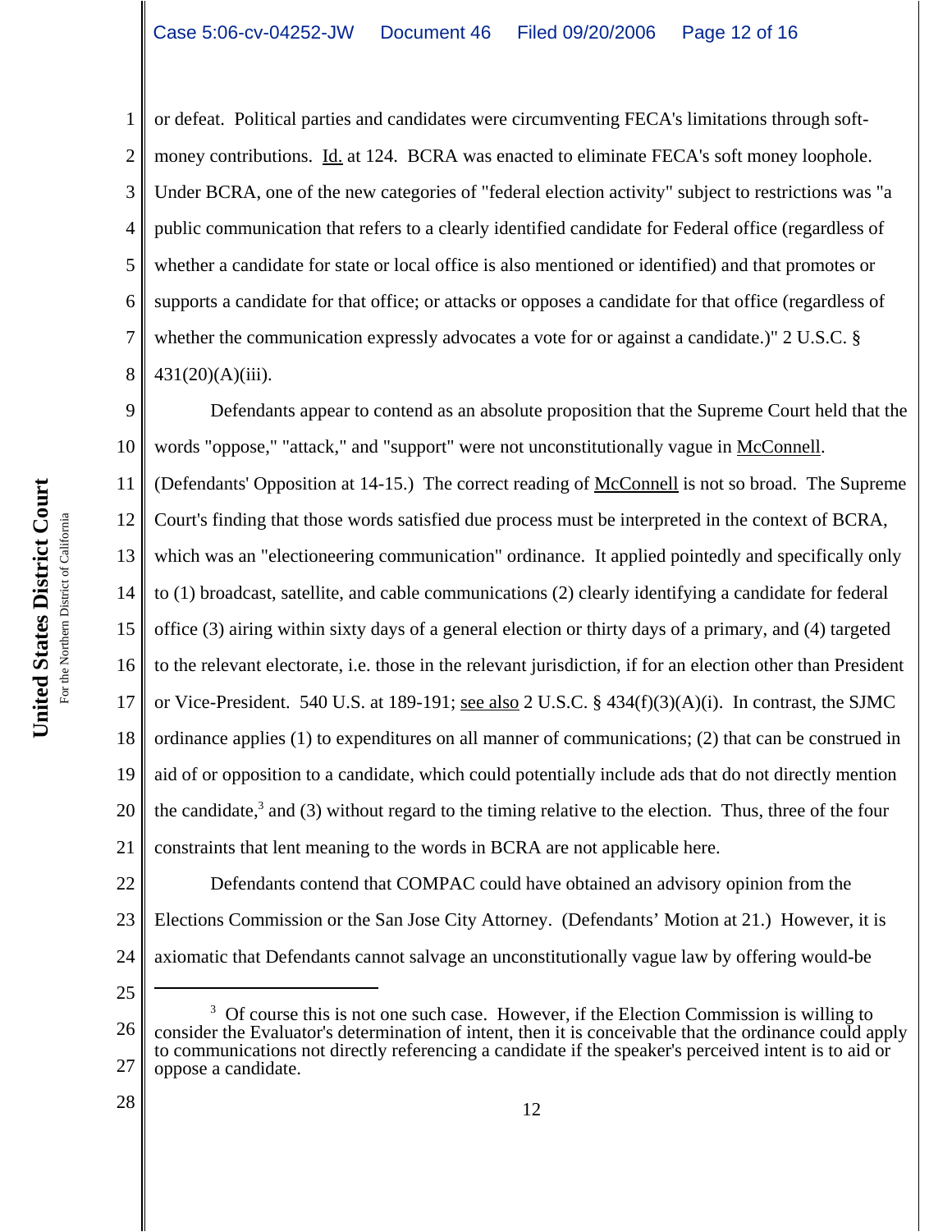or defeat. Political parties and candidates were circumventing FECA's limitations through soft-money contributions. Id. at 124. BCRA was enacted to eliminate FECA's soft money loophole. Under BCRA, one of the new categories of "federal election activity" subject to restrictions was "a public communication that refers to a clearly identified candidate for Federal office (regardless of whether a candidate for state or local office is also mentioned or identified) and that promotes or supports a candidate for that office; or attacks or opposes a candidate for that office (regardless of whether the communication expressly advocates a vote for or against a candidate.)" 2 U.S.C. § 431(20)(A)(iii).

Defendants appear to contend as an absolute proposition that the Supreme Court held that the words "oppose," "attack," and "support" were not unconstitutionally vague in McConnell. (Defendants' Opposition at 14-15.) The correct reading of McConnell is not so broad. The Supreme Court's finding that those words satisfied due process must be interpreted in the context of BCRA, which was an "electioneering communication" ordinance. It applied pointedly and specifically only to (1) broadcast, satellite, and cable communications (2) clearly identifying a candidate for federal office (3) airing within sixty days of a general election or thirty days of a primary, and (4) targeted to the relevant electorate, i.e. those in the relevant jurisdiction, if for an election other than President or Vice-President. 540 U.S. at 189-191; see also 2 U.S.C. § 434(f)(3)(A)(i). In contrast, the SJMC ordinance applies (1) to expenditures on all manner of communications; (2) that can be construed in aid of or opposition to a candidate, which could potentially include ads that do not directly mention the candidate,[3] and (3) without regard to the timing relative to the election. Thus, three of the four constraints that lent meaning to the words in BCRA are not applicable here.

Defendants contend that COMPAC could have obtained an advisory opinion from the Elections Commission or the San Jose City Attorney. (Defendants' Motion at 21.) However, it is axiomatic that Defendants cannot salvage an unconstitutionally vague law by offering would-be

---

[3] Of course this is not one such case. However, if the Election Commission is willing to consider the Evaluator's determination of intent, then it is conceivable that the ordinance could apply to communications not directly referencing a candidate if the speaker's perceived intent is to aid or oppose a candidate.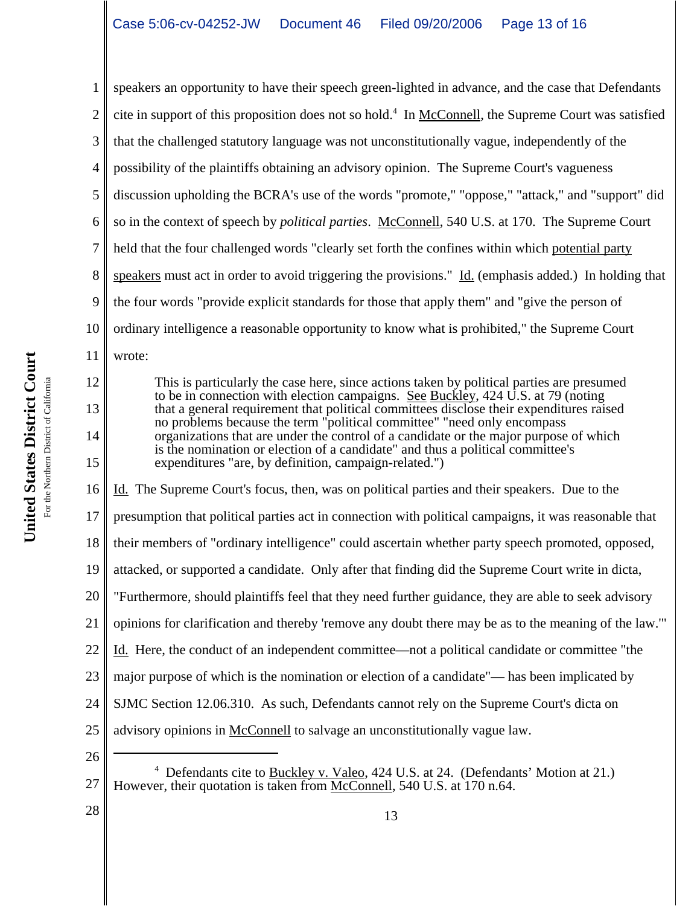speakers an opportunity to have their speech green-lighted in advance, and the case that Defendants cite in support of this proposition does not so hold.[4] In McConnell, the Supreme Court was satisfied that the challenged statutory language was not unconstitutionally vague, independently of the possibility of the plaintiffs obtaining an advisory opinion. The Supreme Court's vagueness discussion upholding the BCRA's use of the words "promote," "oppose," "attack," and "support" did so in the context of speech by *political parties*. McConnell, 540 U.S. at 170. The Supreme Court held that the four challenged words "clearly set forth the confines within which potential party speakers must act in order to avoid triggering the provisions." Id. (emphasis added.) In holding that the four words "provide explicit standards for those that apply them" and "give the person of ordinary intelligence a reasonable opportunity to know what is prohibited," the Supreme Court wrote:

> This is particularly the case here, since actions taken by political parties are presumed to be in connection with election campaigns. See Buckley, 424 U.S. at 79 (noting that a general requirement that political committees disclose their expenditures raised no problems because the term "political committee" "need only encompass organizations that are under the control of a candidate or the major purpose of which is the nomination or election of a candidate" and thus a political committee's expenditures "are, by definition, campaign-related.")

Id. The Supreme Court's focus, then, was on political parties and their speakers. Due to the presumption that political parties act in connection with political campaigns, it was reasonable that their members of "ordinary intelligence" could ascertain whether party speech promoted, opposed, attacked, or supported a candidate. Only after that finding did the Supreme Court write in dicta, "Furthermore, should plaintiffs feel that they need further guidance, they are able to seek advisory opinions for clarification and thereby 'remove any doubt there may be as to the meaning of the law.'" Id. Here, the conduct of an independent committee—not a political candidate or committee "the major purpose of which is the nomination or election of a candidate"— has been implicated by SJMC Section 12.06.310. As such, Defendants cannot rely on the Supreme Court's dicta on advisory opinions in McConnell to salvage an unconstitutionally vague law.

---

[4] Defendants cite to Buckley v. Valeo, 424 U.S. at 24. (Defendants' Motion at 21.) However, their quotation is taken from McConnell, 540 U.S. at 170 n.64.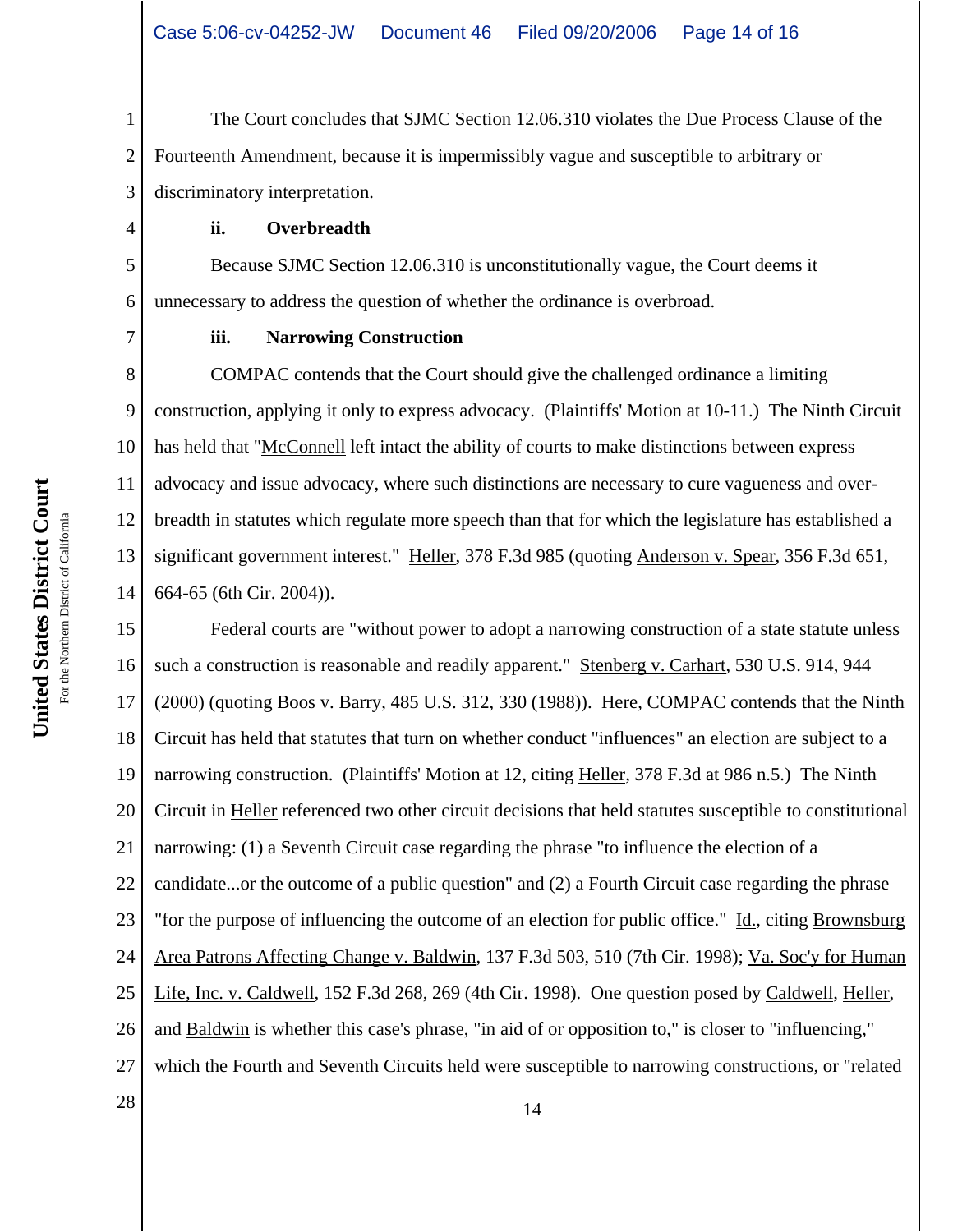The Court concludes that SJMC Section 12.06.310 violates the Due Process Clause of the Fourteenth Amendment, because it is impermissibly vague and susceptible to arbitrary or discriminatory interpretation.

**ii. Overbreadth**

Because SJMC Section 12.06.310 is unconstitutionally vague, the Court deems it unnecessary to address the question of whether the ordinance is overbroad.

**iii. Narrowing Construction**

COMPAC contends that the Court should give the challenged ordinance a limiting construction, applying it only to express advocacy. (Plaintiffs' Motion at 10-11.) The Ninth Circuit has held that "McConnell left intact the ability of courts to make distinctions between express advocacy and issue advocacy, where such distinctions are necessary to cure vagueness and over-breadth in statutes which regulate more speech than that for which the legislature has established a significant government interest." Heller, 378 F.3d 985 (quoting Anderson v. Spear, 356 F.3d 651, 664-65 (6th Cir. 2004)).

Federal courts are "without power to adopt a narrowing construction of a state statute unless such a construction is reasonable and readily apparent." Stenberg v. Carhart, 530 U.S. 914, 944 (2000) (quoting Boos v. Barry, 485 U.S. 312, 330 (1988)). Here, COMPAC contends that the Ninth Circuit has held that statutes that turn on whether conduct "influences" an election are subject to a narrowing construction. (Plaintiffs' Motion at 12, citing Heller, 378 F.3d at 986 n.5.) The Ninth Circuit in Heller referenced two other circuit decisions that held statutes susceptible to constitutional narrowing: (1) a Seventh Circuit case regarding the phrase "to influence the election of a candidate...or the outcome of a public question" and (2) a Fourth Circuit case regarding the phrase "for the purpose of influencing the outcome of an election for public office." Id., citing Brownsburg Area Patrons Affecting Change v. Baldwin, 137 F.3d 503, 510 (7th Cir. 1998); Va. Soc'y for Human Life, Inc. v. Caldwell, 152 F.3d 268, 269 (4th Cir. 1998). One question posed by Caldwell, Heller, and Baldwin is whether this case's phrase, "in aid of or opposition to," is closer to "influencing," which the Fourth and Seventh Circuits held were susceptible to narrowing constructions, or "related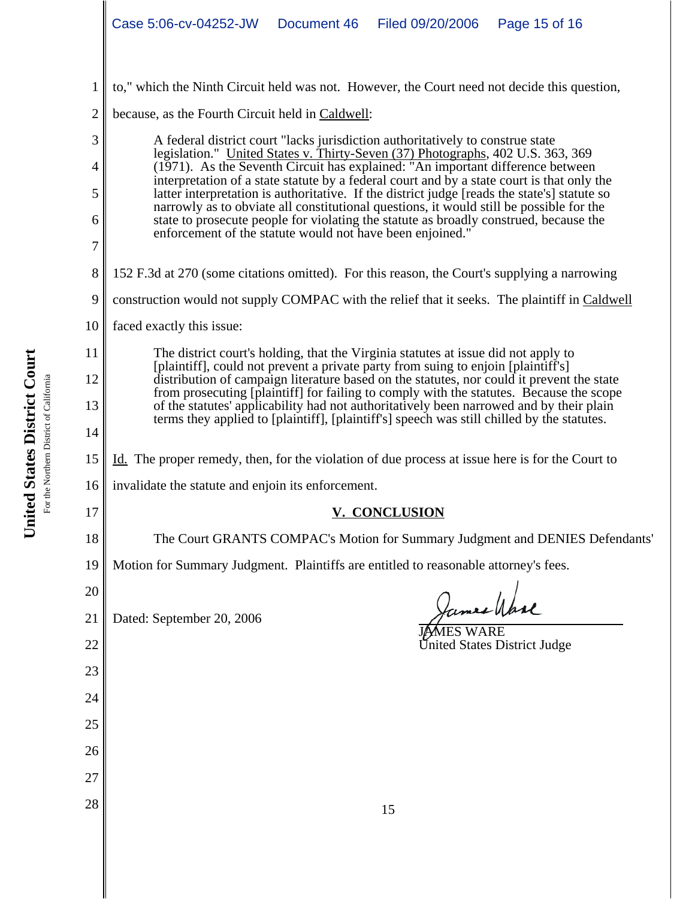to," which the Ninth Circuit held was not. However, the Court need not decide this question, because, as the Fourth Circuit held in Caldwell:

> A federal district court "lacks jurisdiction authoritatively to construe state legislation." United States v. Thirty-Seven (37) Photographs, 402 U.S. 363, 369 (1971). As the Seventh Circuit has explained: "An important difference between interpretation of a state statute by a federal court and by a state court is that only the latter interpretation is authoritative. If the district judge [reads the state's] statute so narrowly as to obviate all constitutional questions, it would still be possible for the state to prosecute people for violating the statute as broadly construed, because the enforcement of the statute would not have been enjoined."

152 F.3d at 270 (some citations omitted). For this reason, the Court's supplying a narrowing construction would not supply COMPAC with the relief that it seeks. The plaintiff in Caldwell faced exactly this issue:

> The district court's holding, that the Virginia statutes at issue did not apply to [plaintiff], could not prevent a private party from suing to enjoin [plaintiff's] distribution of campaign literature based on the statutes, nor could it prevent the state from prosecuting [plaintiff] for failing to comply with the statutes. Because the scope of the statutes' applicability had not authoritatively been narrowed and by their plain terms they applied to [plaintiff], [plaintiff's] speech was still chilled by the statutes.

Id. The proper remedy, then, for the violation of due process at issue here is for the Court to invalidate the statute and enjoin its enforcement.

## V. CONCLUSION

The Court GRANTS COMPAC's Motion for Summary Judgment and DENIES Defendants' Motion for Summary Judgment. Plaintiffs are entitled to reasonable attorney's fees.

Dated: September 20, 2006

JAMES WARE
United States District Judge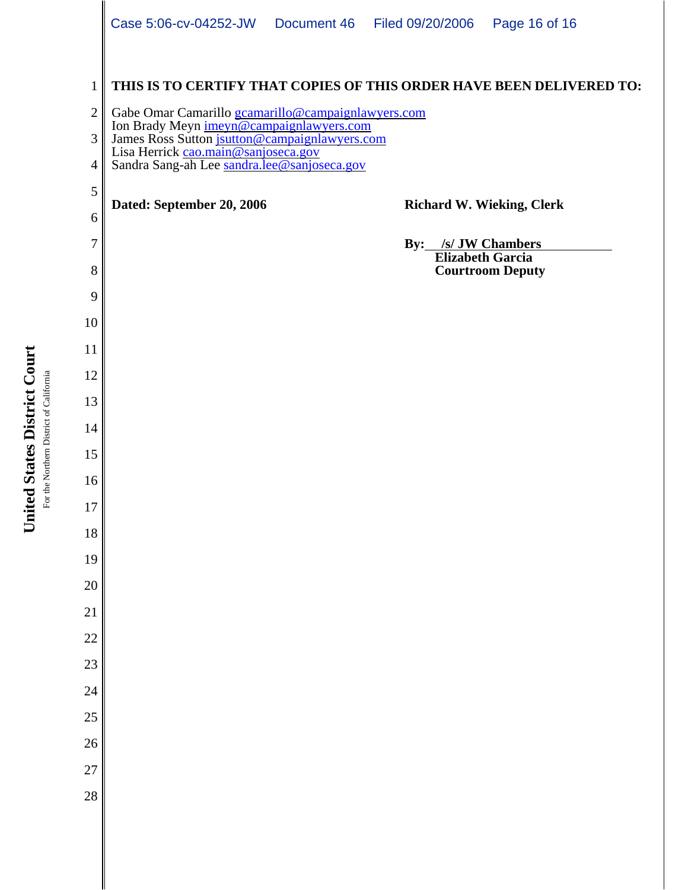**THIS IS TO CERTIFY THAT COPIES OF THIS ORDER HAVE BEEN DELIVERED TO:**

Gabe Omar Camarillo gcamarillo@campaignlawyers.com
Ion Brady Meyn imeyn@campaignlawyers.com
James Ross Sutton jsutton@campaignlawyers.com
Lisa Herrick cao.main@sanjoseca.gov
Sandra Sang-ah Lee sandra.lee@sanjoseca.gov

**Dated: September 20, 2006**

**Richard W. Wieking, Clerk**

**By: /s/ JW Chambers**
**Elizabeth Garcia**
**Courtroom Deputy**